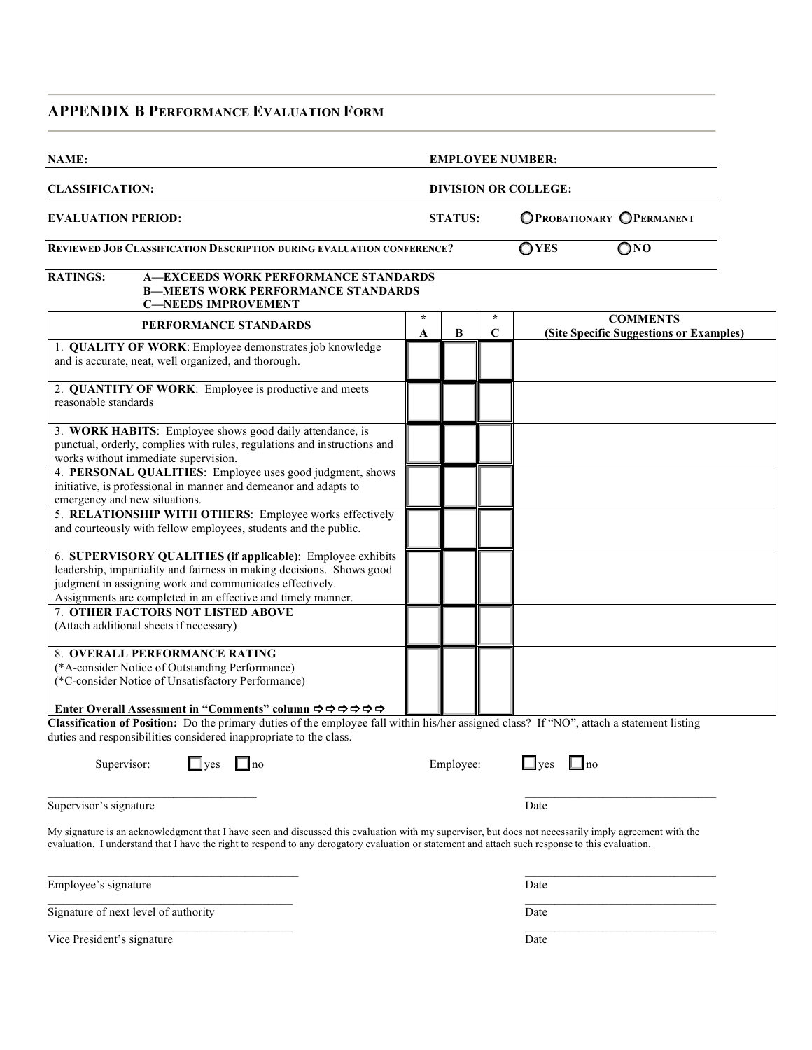## APPENDIX B PERFORMANCE EVALUATION FORM

**NAME:** **EMPLOYEE NUMBER:**

**CLASSIFICATION:** **DIVISION OR COLLEGE:**

**EVALUATION PERIOD:** **STATUS:** ○ PROBATIONARY ○ PERMANENT

**REVIEWED JOB CLASSIFICATION DESCRIPTION DURING EVALUATION CONFERENCE?** ○ YES ○ NO

**RATINGS:**
**A—EXCEEDS WORK PERFORMANCE STANDARDS**
**B—MEETS WORK PERFORMANCE STANDARDS**
**C—NEEDS IMPROVEMENT**

| PERFORMANCE STANDARDS | * A | B | * C | COMMENTS (Site Specific Suggestions or Examples) |
|---|---|---|---|---|
| 1. **QUALITY OF WORK**: Employee demonstrates job knowledge and is accurate, neat, well organized, and thorough. | | | | |
| 2. **QUANTITY OF WORK**: Employee is productive and meets reasonable standards | | | | |
| 3. **WORK HABITS**: Employee shows good daily attendance, is punctual, orderly, complies with rules, regulations and instructions and works without immediate supervision. | | | | |
| 4. **PERSONAL QUALITIES**: Employee uses good judgment, shows initiative, is professional in manner and demeanor and adapts to emergency and new situations. | | | | |
| 5. **RELATIONSHIP WITH OTHERS**: Employee works effectively and courteously with fellow employees, students and the public. | | | | |
| 6. **SUPERVISORY QUALITIES (if applicable)**: Employee exhibits leadership, impartiality and fairness in making decisions. Shows good judgment in assigning work and communicates effectively. Assignments are completed in an effective and timely manner. | | | | |
| 7. **OTHER FACTORS NOT LISTED ABOVE** (Attach additional sheets if necessary) | | | | |
| 8. **OVERALL PERFORMANCE RATING** (*A-consider Notice of Outstanding Performance) (*C-consider Notice of Unsatisfactory Performance) **Enter Overall Assessment in "Comments" column ⇨⇨⇨⇨⇨⇨** | | | | |

**Classification of Position:** Do the primary duties of the employee fall within his/her assigned class? If "NO", attach a statement listing duties and responsibilities considered inappropriate to the class.

Supervisor: ☐ yes ☐ no Employee: ☐ yes ☐ no

_________________________________ _________________________________
Supervisor's signature Date

My signature is an acknowledgment that I have seen and discussed this evaluation with my supervisor, but does not necessarily imply agreement with the evaluation. I understand that I have the right to respond to any derogatory evaluation or statement and attach such response to this evaluation.

_________________________________ _________________________________
Employee's signature Date

_________________________________ _________________________________
Signature of next level of authority Date

_________________________________ _________________________________
Vice President's signature Date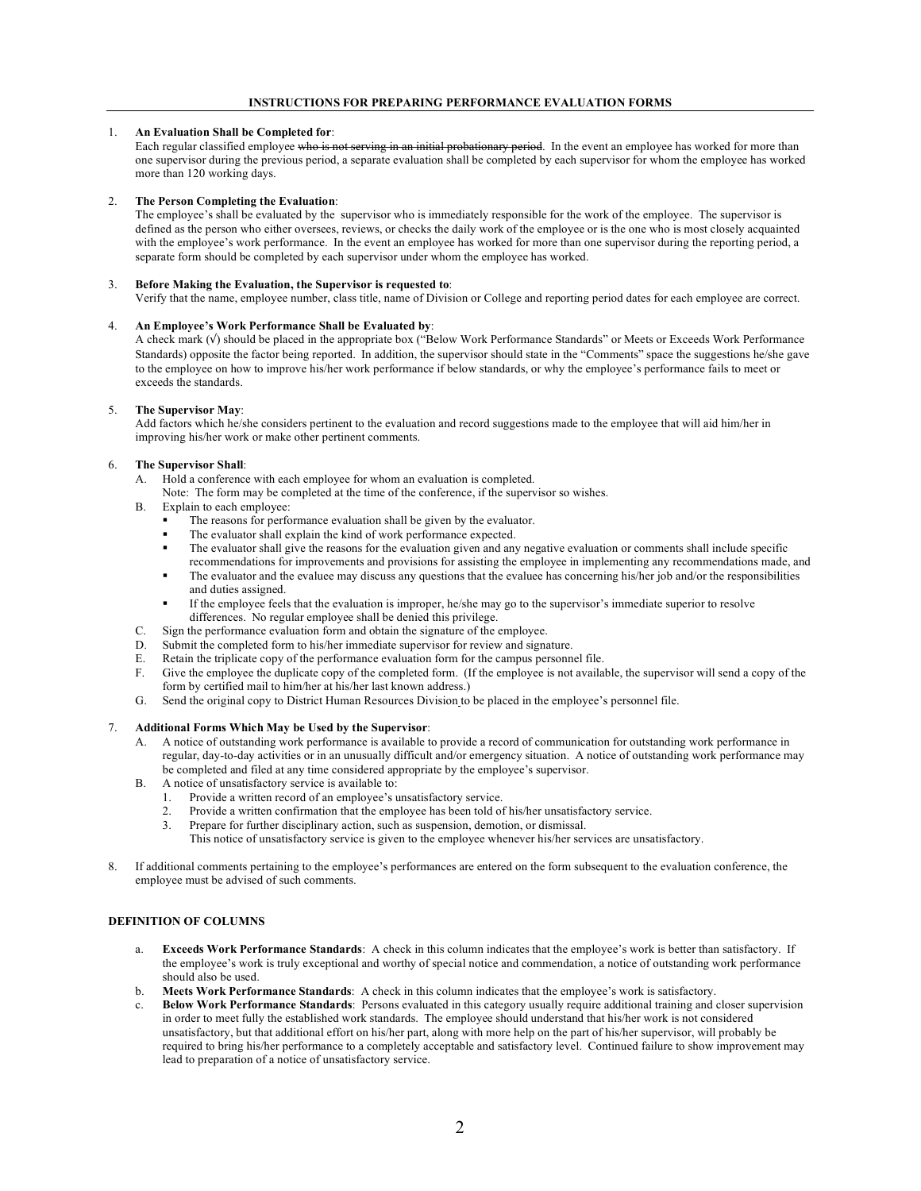## INSTRUCTIONS FOR PREPARING PERFORMANCE EVALUATION FORMS

1. **An Evaluation Shall be Completed for**:
   Each regular classified employee ~~who is not serving in an initial probationary period~~. In the event an employee has worked for more than one supervisor during the previous period, a separate evaluation shall be completed by each supervisor for whom the employee has worked more than 120 working days.

2. **The Person Completing the Evaluation**:
   The employee's shall be evaluated by the supervisor who is immediately responsible for the work of the employee. The supervisor is defined as the person who either oversees, reviews, or checks the daily work of the employee or is the one who is most closely acquainted with the employee's work performance. In the event an employee has worked for more than one supervisor during the reporting period, a separate form should be completed by each supervisor under whom the employee has worked.

3. **Before Making the Evaluation, the Supervisor is requested to**:
   Verify that the name, employee number, class title, name of Division or College and reporting period dates for each employee are correct.

4. **An Employee's Work Performance Shall be Evaluated by**:
   A check mark (√) should be placed in the appropriate box ("Below Work Performance Standards" or Meets or Exceeds Work Performance Standards) opposite the factor being reported. In addition, the supervisor should state in the "Comments" space the suggestions he/she gave to the employee on how to improve his/her work performance if below standards, or why the employee's performance fails to meet or exceeds the standards.

5. **The Supervisor May**:
   Add factors which he/she considers pertinent to the evaluation and record suggestions made to the employee that will aid him/her in improving his/her work or make other pertinent comments.

6. **The Supervisor Shall**:
   A. Hold a conference with each employee for whom an evaluation is completed.
      Note: The form may be completed at the time of the conference, if the supervisor so wishes.
   B. Explain to each employee:
      - The reasons for performance evaluation shall be given by the evaluator.
      - The evaluator shall explain the kind of work performance expected.
      - The evaluator shall give the reasons for the evaluation given and any negative evaluation or comments shall include specific recommendations for improvements and provisions for assisting the employee in implementing any recommendations made, and
      - The evaluator and the evaluee may discuss any questions that the evaluee has concerning his/her job and/or the responsibilities and duties assigned.
      - If the employee feels that the evaluation is improper, he/she may go to the supervisor's immediate superior to resolve differences. No regular employee shall be denied this privilege.
   C. Sign the performance evaluation form and obtain the signature of the employee.
   D. Submit the completed form to his/her immediate supervisor for review and signature.
   E. Retain the triplicate copy of the performance evaluation form for the campus personnel file.
   F. Give the employee the duplicate copy of the completed form. (If the employee is not available, the supervisor will send a copy of the form by certified mail to him/her at his/her last known address.)
   G. Send the original copy to District Human Resources Division to be placed in the employee's personnel file.

7. **Additional Forms Which May be Used by the Supervisor**:
   A. A notice of outstanding work performance is available to provide a record of communication for outstanding work performance in regular, day-to-day activities or in an unusually difficult and/or emergency situation. A notice of outstanding work performance may be completed and filed at any time considered appropriate by the employee's supervisor.
   B. A notice of unsatisfactory service is available to:
      1. Provide a written record of an employee's unsatisfactory service.
      2. Provide a written confirmation that the employee has been told of his/her unsatisfactory service.
      3. Prepare for further disciplinary action, such as suspension, demotion, or dismissal.

      This notice of unsatisfactory service is given to the employee whenever his/her services are unsatisfactory.

8. If additional comments pertaining to the employee's performances are entered on the form subsequent to the evaluation conference, the employee must be advised of such comments.

### DEFINITION OF COLUMNS

a. **Exceeds Work Performance Standards**: A check in this column indicates that the employee's work is better than satisfactory. If the employee's work is truly exceptional and worthy of special notice and commendation, a notice of outstanding work performance should also be used.
b. **Meets Work Performance Standards**: A check in this column indicates that the employee's work is satisfactory.
c. **Below Work Performance Standards**: Persons evaluated in this category usually require additional training and closer supervision in order to meet fully the established work standards. The employee should understand that his/her work is not considered unsatisfactory, but that additional effort on his/her part, along with more help on the part of his/her supervisor, will probably be required to bring his/her performance to a completely acceptable and satisfactory level. Continued failure to show improvement may lead to preparation of a notice of unsatisfactory service.